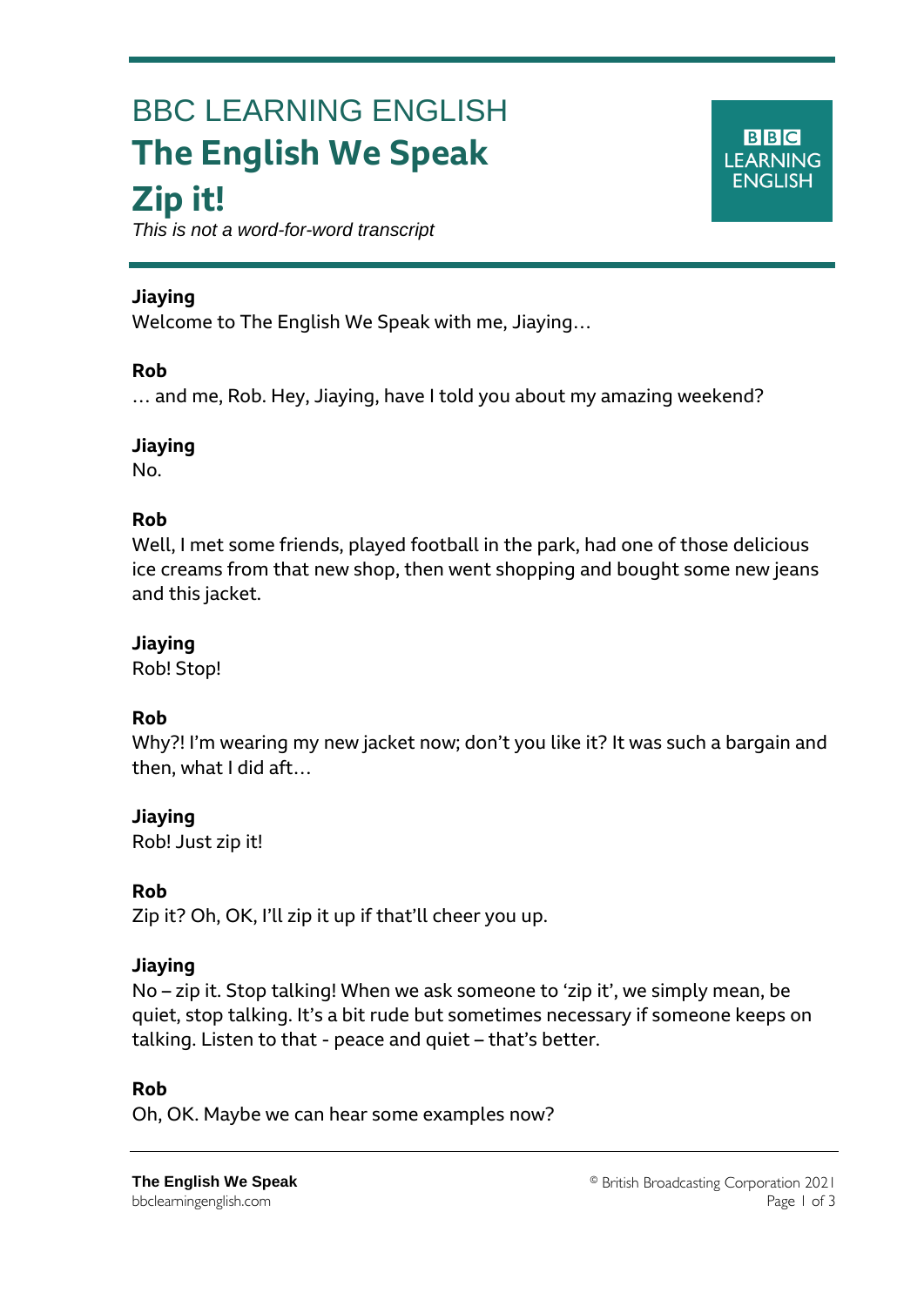BBC LEARNING ENGLISH

# The English We Speak

# Zip it!

*This is not a word-for-word transcript*

**Jiaying**
Welcome to The English We Speak with me, Jiaying…

**Rob**
… and me, Rob. Hey, Jiaying, have I told you about my amazing weekend?

**Jiaying**
No.

**Rob**
Well, I met some friends, played football in the park, had one of those delicious ice creams from that new shop, then went shopping and bought some new jeans and this jacket.

**Jiaying**
Rob! Stop!

**Rob**
Why?! I'm wearing my new jacket now; don't you like it? It was such a bargain and then, what I did aft…

**Jiaying**
Rob! Just zip it!

**Rob**
Zip it? Oh, OK, I'll zip it up if that'll cheer you up.

**Jiaying**
No – zip it. Stop talking! When we ask someone to 'zip it', we simply mean, be quiet, stop talking. It's a bit rude but sometimes necessary if someone keeps on talking. Listen to that - peace and quiet – that's better.

**Rob**
Oh, OK. Maybe we can hear some examples now?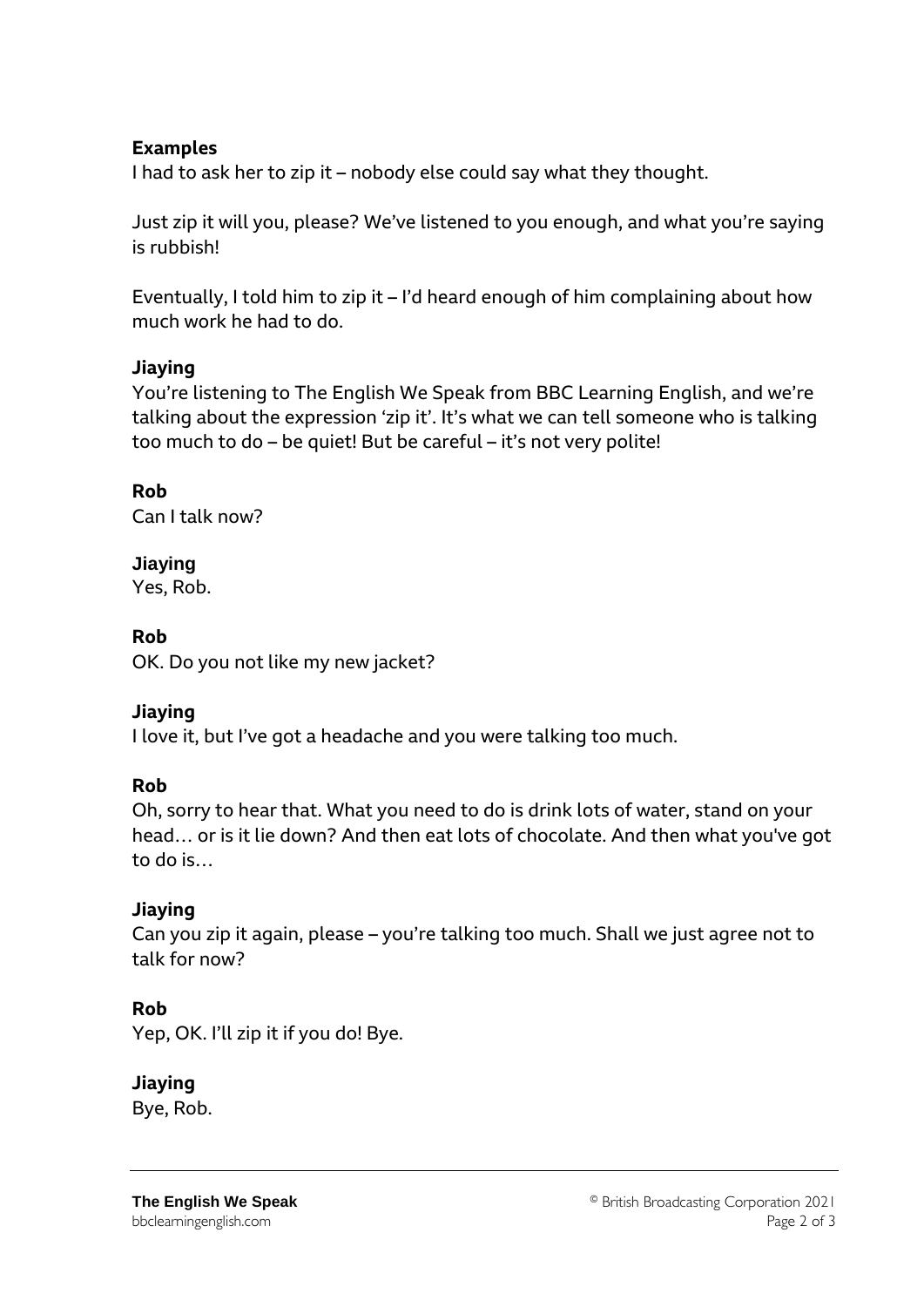**Examples**

I had to ask her to zip it – nobody else could say what they thought.

Just zip it will you, please? We've listened to you enough, and what you're saying is rubbish!

Eventually, I told him to zip it – I'd heard enough of him complaining about how much work he had to do.

**Jiaying**

You're listening to The English We Speak from BBC Learning English, and we're talking about the expression 'zip it'. It's what we can tell someone who is talking too much to do – be quiet! But be careful – it's not very polite!

**Rob**

Can I talk now?

**Jiaying**

Yes, Rob.

**Rob**

OK. Do you not like my new jacket?

**Jiaying**

I love it, but I've got a headache and you were talking too much.

**Rob**

Oh, sorry to hear that. What you need to do is drink lots of water, stand on your head… or is it lie down? And then eat lots of chocolate. And then what you've got to do is…

**Jiaying**

Can you zip it again, please – you're talking too much. Shall we just agree not to talk for now?

**Rob**

Yep, OK. I'll zip it if you do! Bye.

**Jiaying**

Bye, Rob.